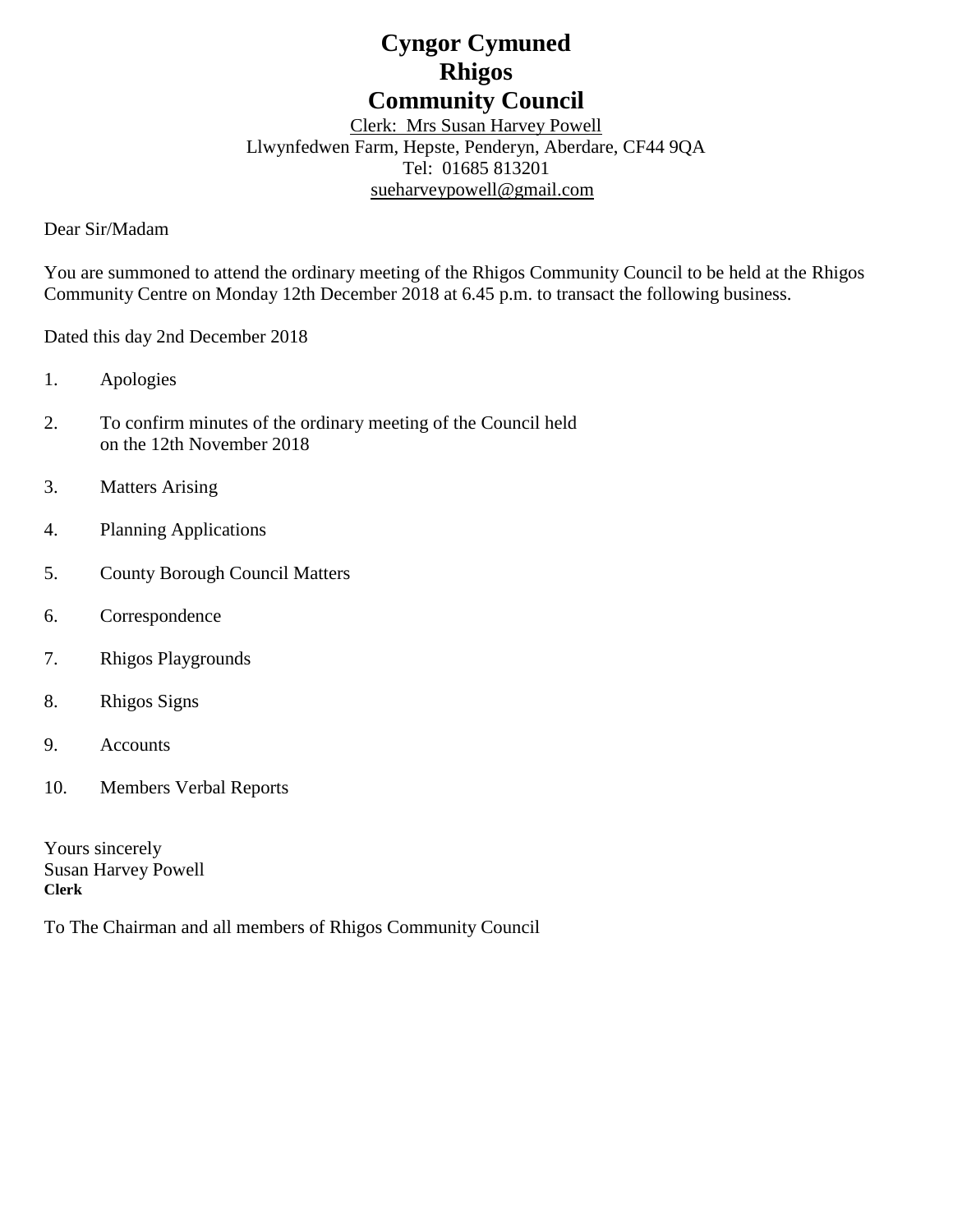# Cyngor Cymuned
# Rhigos
# Community Council

Clerk: Mrs Susan Harvey Powell
Llwynfedwen Farm, Hepste, Penderyn, Aberdare, CF44 9QA
Tel: 01685 813201
sueharveypowell@gmail.com

Dear Sir/Madam

You are summoned to attend the ordinary meeting of the Rhigos Community Council to be held at the Rhigos Community Centre on Monday 12th December 2018 at 6.45 p.m. to transact the following business.

Dated this day 2nd December 2018

1. Apologies
2. To confirm minutes of the ordinary meeting of the Council held on the 12th November 2018
3. Matters Arising
4. Planning Applications
5. County Borough Council Matters
6. Correspondence
7. Rhigos Playgrounds
8. Rhigos Signs
9. Accounts
10. Members Verbal Reports

Yours sincerely
Susan Harvey Powell
**Clerk**

To The Chairman and all members of Rhigos Community Council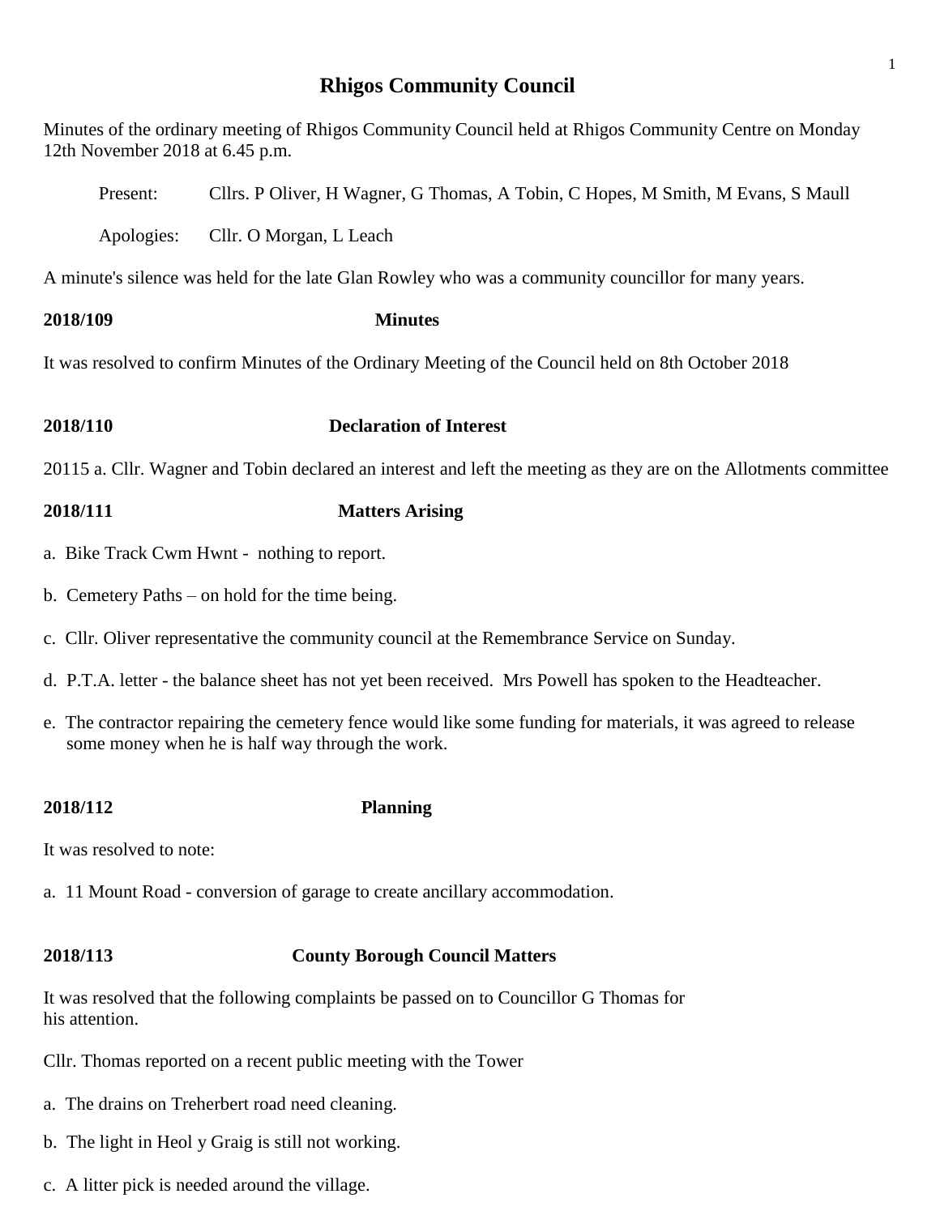# Rhigos Community Council

Minutes of the ordinary meeting of Rhigos Community Council held at Rhigos Community Centre on Monday 12th November 2018 at 6.45 p.m.

Present: Cllrs. P Oliver, H Wagner, G Thomas, A Tobin, C Hopes, M Smith, M Evans, S Maull

Apologies: Cllr. O Morgan, L Leach

A minute's silence was held for the late Glan Rowley who was a community councillor for many years.

**2018/109 Minutes**

It was resolved to confirm Minutes of the Ordinary Meeting of the Council held on 8th October 2018

**2018/110 Declaration of Interest**

20115 a. Cllr. Wagner and Tobin declared an interest and left the meeting as they are on the Allotments committee

**2018/111 Matters Arising**

a. Bike Track Cwm Hwnt - nothing to report.

b. Cemetery Paths – on hold for the time being.

c. Cllr. Oliver representative the community council at the Remembrance Service on Sunday.

d. P.T.A. letter - the balance sheet has not yet been received. Mrs Powell has spoken to the Headteacher.

e. The contractor repairing the cemetery fence would like some funding for materials, it was agreed to release some money when he is half way through the work.

**2018/112 Planning**

It was resolved to note:

a. 11 Mount Road - conversion of garage to create ancillary accommodation.

**2018/113 County Borough Council Matters**

It was resolved that the following complaints be passed on to Councillor G Thomas for his attention.

Cllr. Thomas reported on a recent public meeting with the Tower

a. The drains on Treherbert road need cleaning.

b. The light in Heol y Graig is still not working.

c. A litter pick is needed around the village.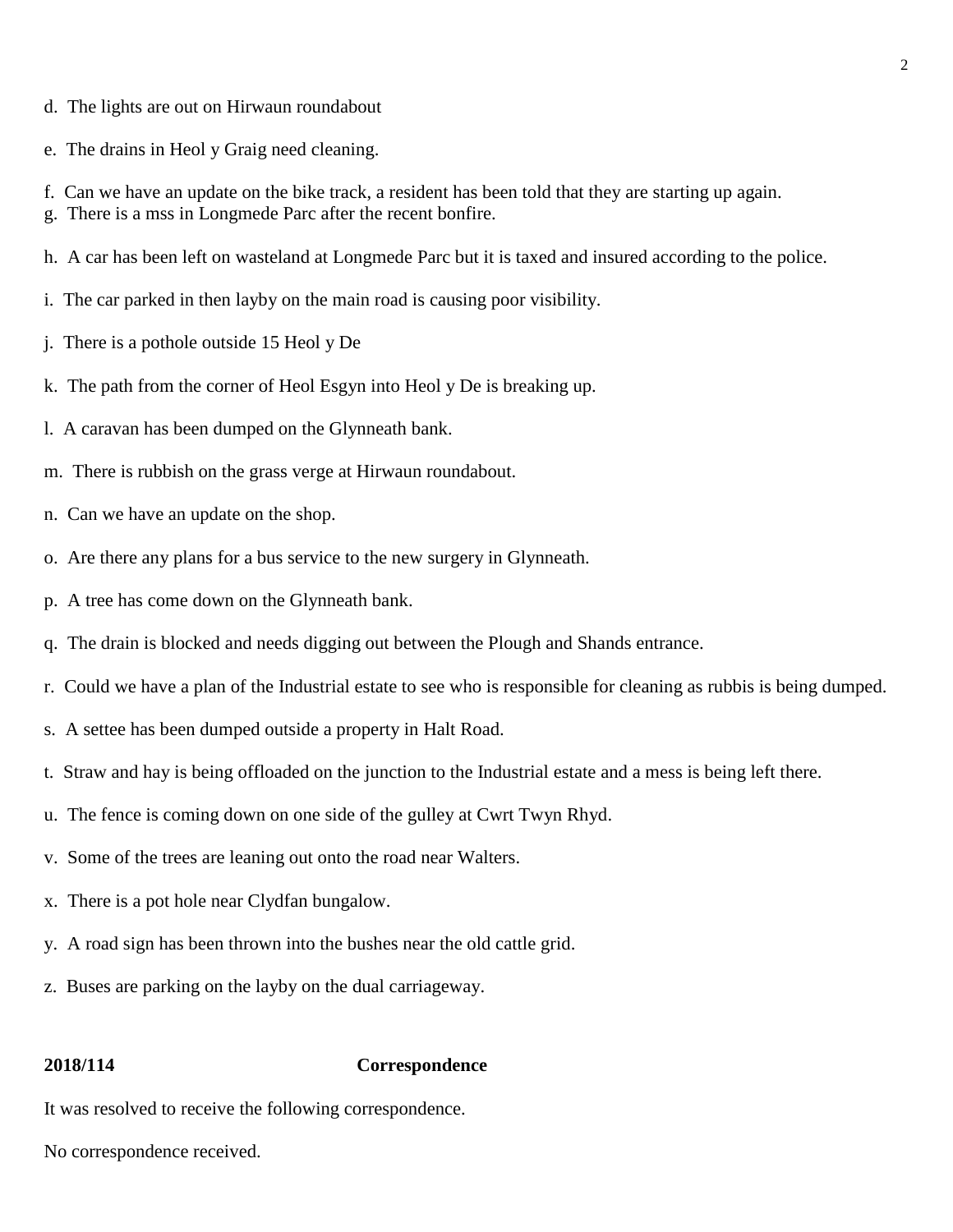d. The lights are out on Hirwaun roundabout

e. The drains in Heol y Graig need cleaning.

f. Can we have an update on the bike track, a resident has been told that they are starting up again.
g. There is a mss in Longmede Parc after the recent bonfire.

h. A car has been left on wasteland at Longmede Parc but it is taxed and insured according to the police.

i. The car parked in then layby on the main road is causing poor visibility.

j. There is a pothole outside 15 Heol y De

k. The path from the corner of Heol Esgyn into Heol y De is breaking up.

l. A caravan has been dumped on the Glynneath bank.

m. There is rubbish on the grass verge at Hirwaun roundabout.

n. Can we have an update on the shop.

o. Are there any plans for a bus service to the new surgery in Glynneath.

p. A tree has come down on the Glynneath bank.

q. The drain is blocked and needs digging out between the Plough and Shands entrance.

r. Could we have a plan of the Industrial estate to see who is responsible for cleaning as rubbis is being dumped.

s. A settee has been dumped outside a property in Halt Road.

t. Straw and hay is being offloaded on the junction to the Industrial estate and a mess is being left there.

u. The fence is coming down on one side of the gulley at Cwrt Twyn Rhyd.

v. Some of the trees are leaning out onto the road near Walters.

x. There is a pot hole near Clydfan bungalow.

y. A road sign has been thrown into the bushes near the old cattle grid.

z. Buses are parking on the layby on the dual carriageway.

**2018/114 Correspondence**

It was resolved to receive the following correspondence.

No correspondence received.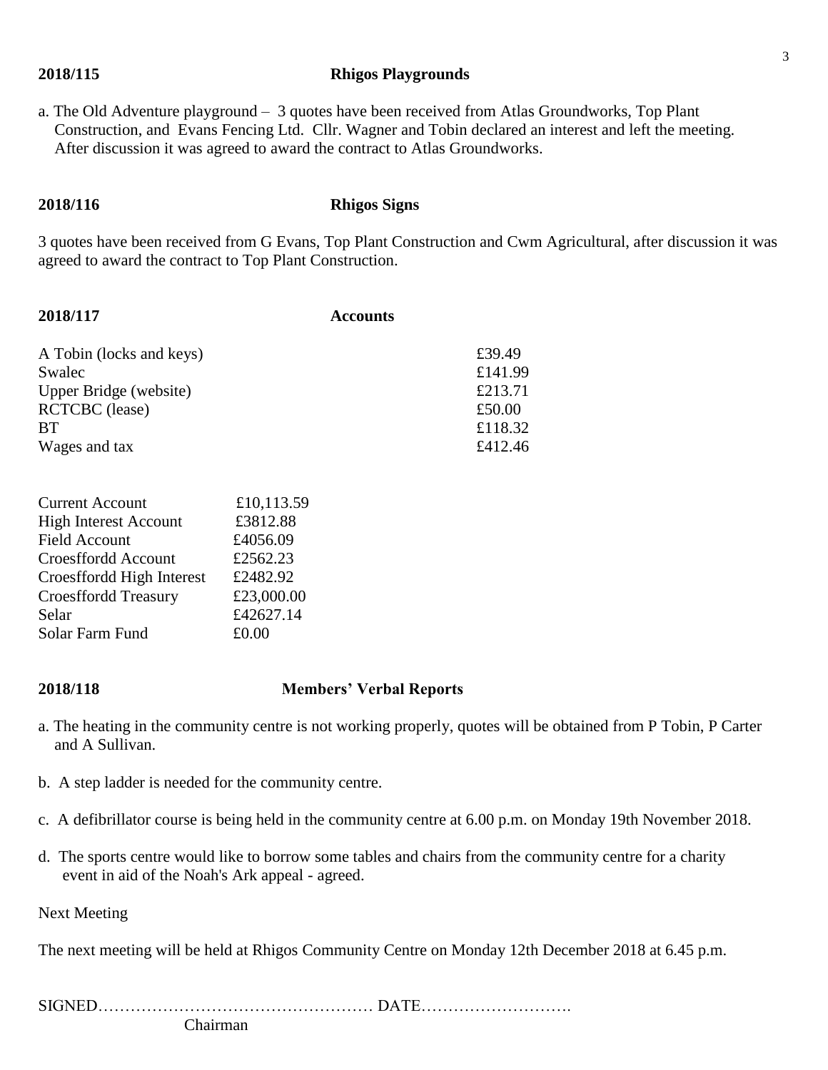**2018/115 Rhigos Playgrounds**

a. The Old Adventure playground – 3 quotes have been received from Atlas Groundworks, Top Plant Construction, and Evans Fencing Ltd. Cllr. Wagner and Tobin declared an interest and left the meeting. After discussion it was agreed to award the contract to Atlas Groundworks.

**2018/116 Rhigos Signs**

3 quotes have been received from G Evans, Top Plant Construction and Cwm Agricultural, after discussion it was agreed to award the contract to Top Plant Construction.

**2018/117 Accounts**

| | |
|---|---|
| A Tobin (locks and keys) | £39.49 |
| Swalec | £141.99 |
| Upper Bridge (website) | £213.71 |
| RCTCBC (lease) | £50.00 |
| BT | £118.32 |
| Wages and tax | £412.46 |

| | |
|---|---|
| Current Account | £10,113.59 |
| High Interest Account | £3812.88 |
| Field Account | £4056.09 |
| Croesffordd Account | £2562.23 |
| Croesffordd High Interest | £2482.92 |
| Croesffordd Treasury | £23,000.00 |
| Selar | £42627.14 |
| Solar Farm Fund | £0.00 |

**2018/118 Members' Verbal Reports**

a. The heating in the community centre is not working properly, quotes will be obtained from P Tobin, P Carter and A Sullivan.

b. A step ladder is needed for the community centre.

c. A defibrillator course is being held in the community centre at 6.00 p.m. on Monday 19th November 2018.

d. The sports centre would like to borrow some tables and chairs from the community centre for a charity event in aid of the Noah's Ark appeal - agreed.

Next Meeting

The next meeting will be held at Rhigos Community Centre on Monday 12th December 2018 at 6.45 p.m.

SIGNED…………………………………………… DATE……………………….

Chairman